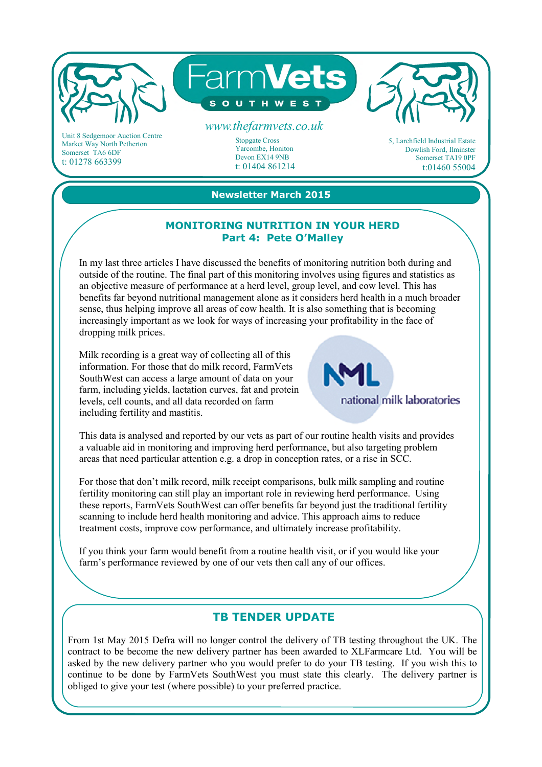# FarmVets SOUTHWEST

www.thefarmvets.co.uk

Unit 8 Sedgemoor Auction Centre
Market Way North Petherton
Somerset TA6 6DF
t: 01278 663399

Stopgate Cross
Yarcombe, Honiton
Devon EX14 9NB
t: 01404 861214

5, Larchfield Industrial Estate
Dowlish Ford, Ilminster
Somerset TA19 0PF
t:01460 55004

**Newsletter March 2015**

## MONITORING NUTRITION IN YOUR HERD
### Part 4: Pete O'Malley

In my last three articles I have discussed the benefits of monitoring nutrition both during and outside of the routine. The final part of this monitoring involves using figures and statistics as an objective measure of performance at a herd level, group level, and cow level. This has benefits far beyond nutritional management alone as it considers herd health in a much broader sense, thus helping improve all areas of cow health. It is also something that is becoming increasingly important as we look for ways of increasing your profitability in the face of dropping milk prices.

Milk recording is a great way of collecting all of this information. For those that do milk record, FarmVets SouthWest can access a large amount of data on your farm, including yields, lactation curves, fat and protein levels, cell counts, and all data recorded on farm including fertility and mastitis.

NML national milk laboratories

This data is analysed and reported by our vets as part of our routine health visits and provides a valuable aid in monitoring and improving herd performance, but also targeting problem areas that need particular attention e.g. a drop in conception rates, or a rise in SCC.

For those that don't milk record, milk receipt comparisons, bulk milk sampling and routine fertility monitoring can still play an important role in reviewing herd performance. Using these reports, FarmVets SouthWest can offer benefits far beyond just the traditional fertility scanning to include herd health monitoring and advice. This approach aims to reduce treatment costs, improve cow performance, and ultimately increase profitability.

If you think your farm would benefit from a routine health visit, or if you would like your farm's performance reviewed by one of our vets then call any of our offices.

## TB TENDER UPDATE

From 1st May 2015 Defra will no longer control the delivery of TB testing throughout the UK. The contract to be become the new delivery partner has been awarded to XLFarmcare Ltd. You will be asked by the new delivery partner who you would prefer to do your TB testing. If you wish this to continue to be done by FarmVets SouthWest you must state this clearly. The delivery partner is obliged to give your test (where possible) to your preferred practice.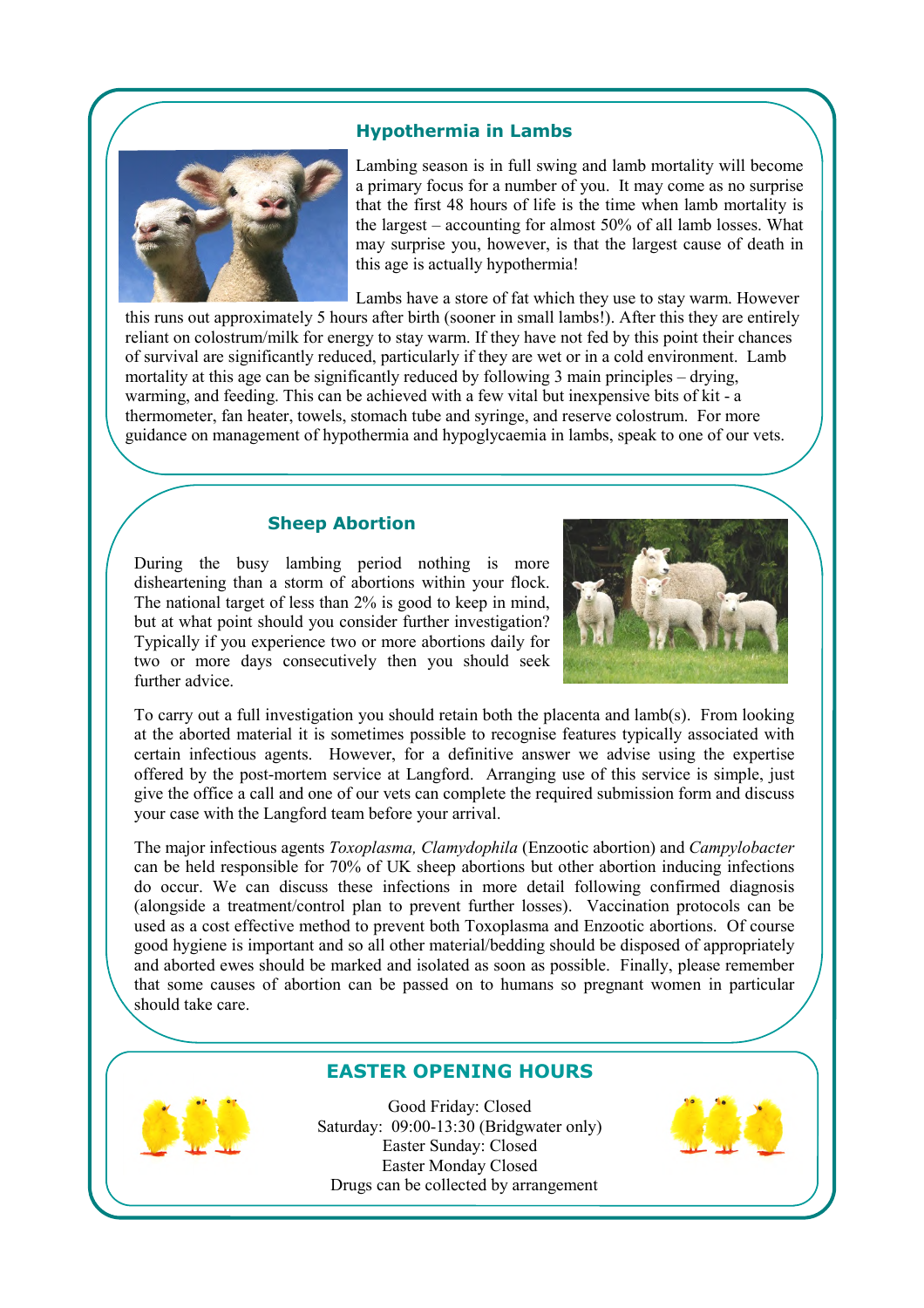## Hypothermia in Lambs

Lambing season is in full swing and lamb mortality will become a primary focus for a number of you. It may come as no surprise that the first 48 hours of life is the time when lamb mortality is the largest – accounting for almost 50% of all lamb losses. What may surprise you, however, is that the largest cause of death in this age is actually hypothermia!

Lambs have a store of fat which they use to stay warm. However this runs out approximately 5 hours after birth (sooner in small lambs!). After this they are entirely reliant on colostrum/milk for energy to stay warm. If they have not fed by this point their chances of survival are significantly reduced, particularly if they are wet or in a cold environment. Lamb mortality at this age can be significantly reduced by following 3 main principles – drying, warming, and feeding. This can be achieved with a few vital but inexpensive bits of kit - a thermometer, fan heater, towels, stomach tube and syringe, and reserve colostrum. For more guidance on management of hypothermia and hypoglycaemia in lambs, speak to one of our vets.

## Sheep Abortion

During the busy lambing period nothing is more disheartening than a storm of abortions within your flock. The national target of less than 2% is good to keep in mind, but at what point should you consider further investigation? Typically if you experience two or more abortions daily for two or more days consecutively then you should seek further advice.

To carry out a full investigation you should retain both the placenta and lamb(s). From looking at the aborted material it is sometimes possible to recognise features typically associated with certain infectious agents. However, for a definitive answer we advise using the expertise offered by the post-mortem service at Langford. Arranging use of this service is simple, just give the office a call and one of our vets can complete the required submission form and discuss your case with the Langford team before your arrival.

The major infectious agents *Toxoplasma, Clamydophila* (Enzootic abortion) and *Campylobacter* can be held responsible for 70% of UK sheep abortions but other abortion inducing infections do occur. We can discuss these infections in more detail following confirmed diagnosis (alongside a treatment/control plan to prevent further losses). Vaccination protocols can be used as a cost effective method to prevent both Toxoplasma and Enzootic abortions. Of course good hygiene is important and so all other material/bedding should be disposed of appropriately and aborted ewes should be marked and isolated as soon as possible. Finally, please remember that some causes of abortion can be passed on to humans so pregnant women in particular should take care.

## EASTER OPENING HOURS

Good Friday: Closed
Saturday: 09:00-13:30 (Bridgwater only)
Easter Sunday: Closed
Easter Monday Closed
Drugs can be collected by arrangement